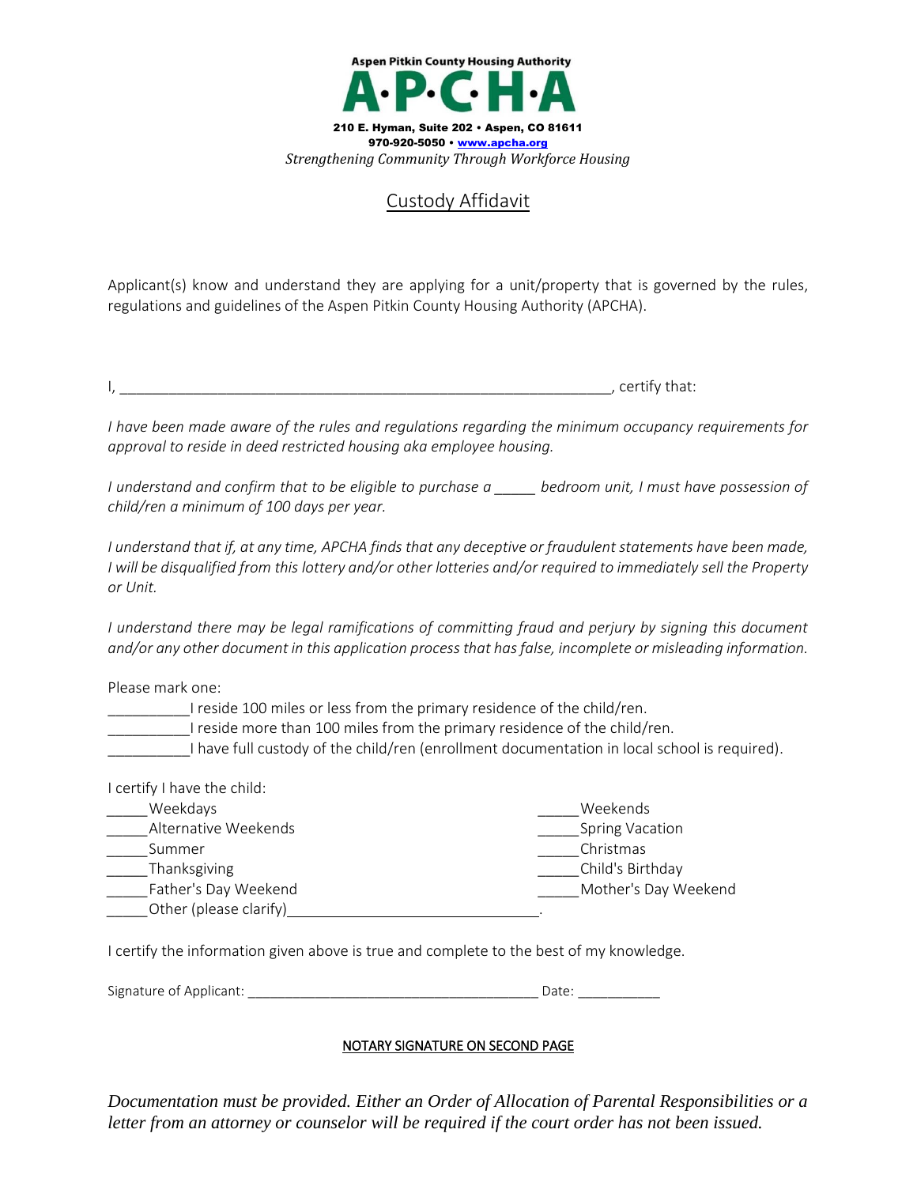Aspen Pitkin County Housing Authority

**A·P·C·H·A**

**210 E. Hyman, Suite 202 • Aspen, CO 81611**
**970-920-5050 • www.apcha.org**

*Strengthening Community Through Workforce Housing*

# Custody Affidavit

Applicant(s) know and understand they are applying for a unit/property that is governed by the rules, regulations and guidelines of the Aspen Pitkin County Housing Authority (APCHA).

I, ______________________________________________________________, certify that:

*I have been made aware of the rules and regulations regarding the minimum occupancy requirements for approval to reside in deed restricted housing aka employee housing.*

*I understand and confirm that to be eligible to purchase a _____ bedroom unit, I must have possession of child/ren a minimum of 100 days per year.*

*I understand that if, at any time, APCHA finds that any deceptive or fraudulent statements have been made, I will be disqualified from this lottery and/or other lotteries and/or required to immediately sell the Property or Unit.*

*I understand there may be legal ramifications of committing fraud and perjury by signing this document and/or any other document in this application process that has false, incomplete or misleading information.*

Please mark one:

__________I reside 100 miles or less from the primary residence of the child/ren.
__________I reside more than 100 miles from the primary residence of the child/ren.
__________I have full custody of the child/ren (enrollment documentation in local school is required).

I certify I have the child:

_____Weekdays
_____Weekends
_____Alternative Weekends
_____Spring Vacation
_____Summer
_____Christmas
_____Thanksgiving
_____Child's Birthday
_____Father's Day Weekend
_____Mother's Day Weekend
_____Other (please clarify)______________________________.

I certify the information given above is true and complete to the best of my knowledge.

Signature of Applicant: ______________________________________ Date: ___________

NOTARY SIGNATURE ON SECOND PAGE

*Documentation must be provided. Either an Order of Allocation of Parental Responsibilities or a letter from an attorney or counselor will be required if the court order has not been issued.*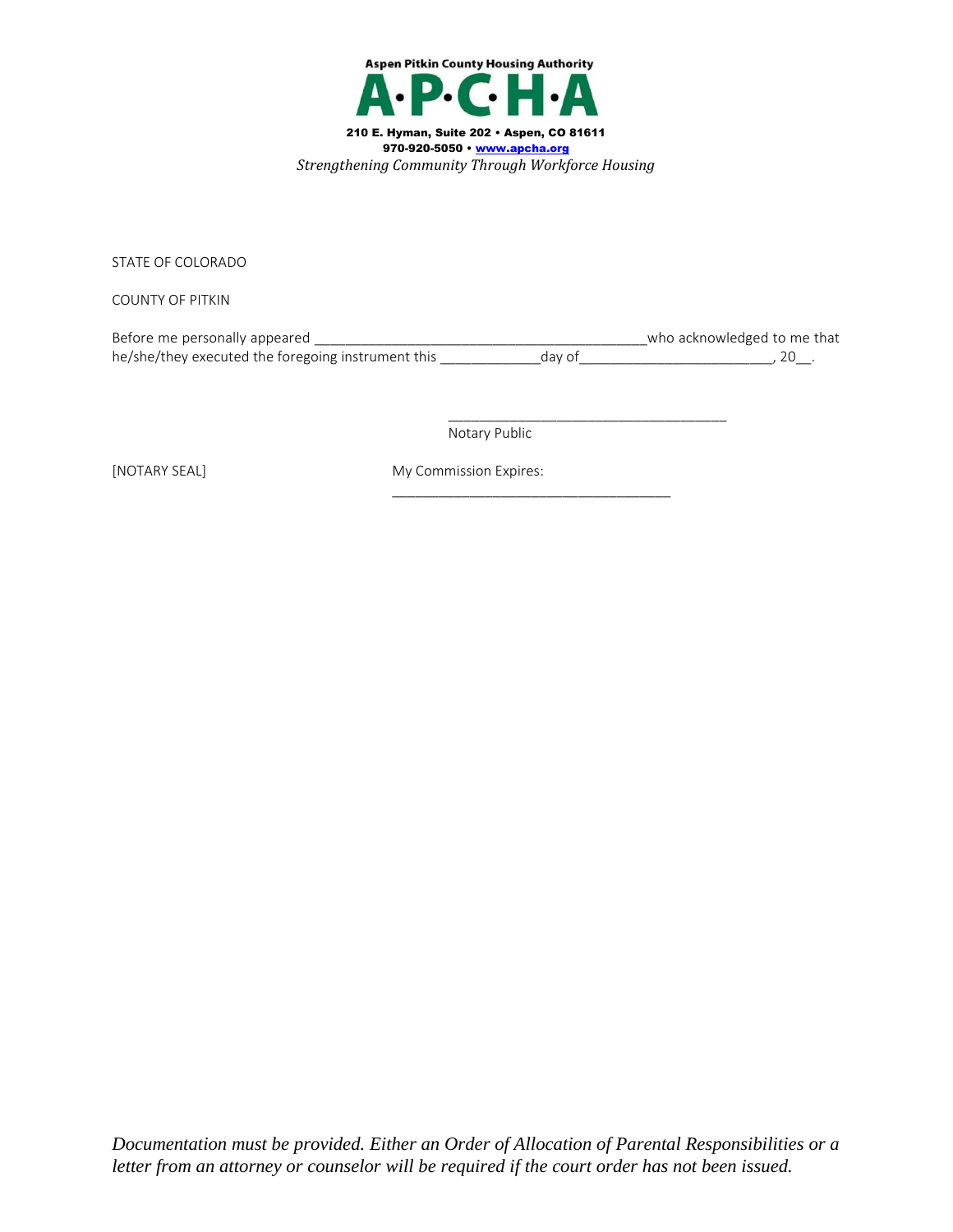**Aspen Pitkin County Housing Authority**

**A·P·C·H·A**

**210 E. Hyman, Suite 202 • Aspen, CO 81611**
**970-920-5050 • www.apcha.org**
*Strengthening Community Through Workforce Housing*

STATE OF COLORADO

COUNTY OF PITKIN

Before me personally appeared ___________________________________________who acknowledged to me that he/she/they executed the foregoing instrument this _____________day of_________________________, 20__.

____________________________________
Notary Public

[NOTARY SEAL]

My Commission Expires:
____________________________________

*Documentation must be provided. Either an Order of Allocation of Parental Responsibilities or a letter from an attorney or counselor will be required if the court order has not been issued.*